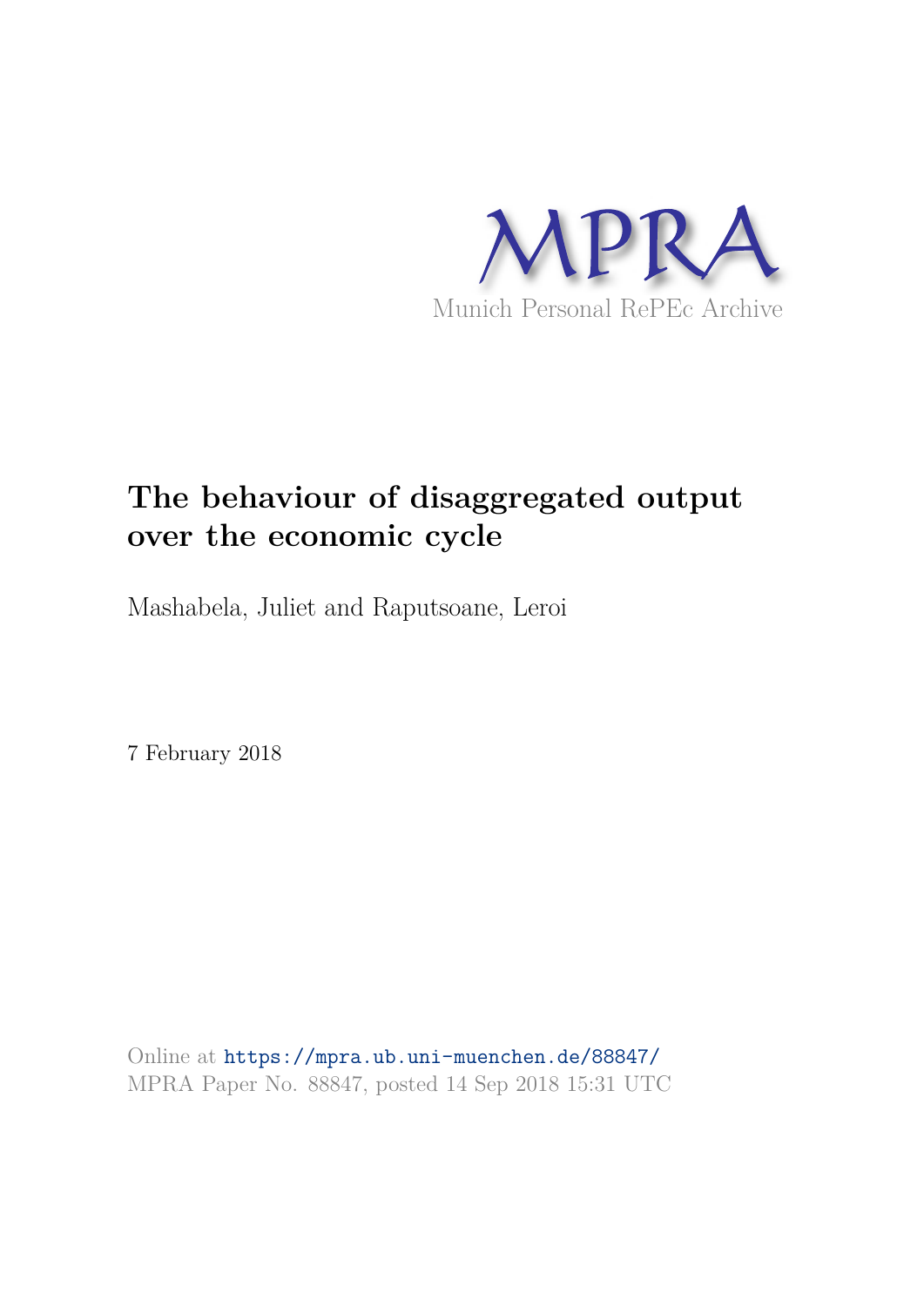MPRA

Munich Personal RePEc Archive

# The behaviour of disaggregated output over the economic cycle

Mashabela, Juliet and Raputsoane, Leroi

7 February 2018

Online at https://mpra.ub.uni-muenchen.de/88847/
MPRA Paper No. 88847, posted 14 Sep 2018 15:31 UTC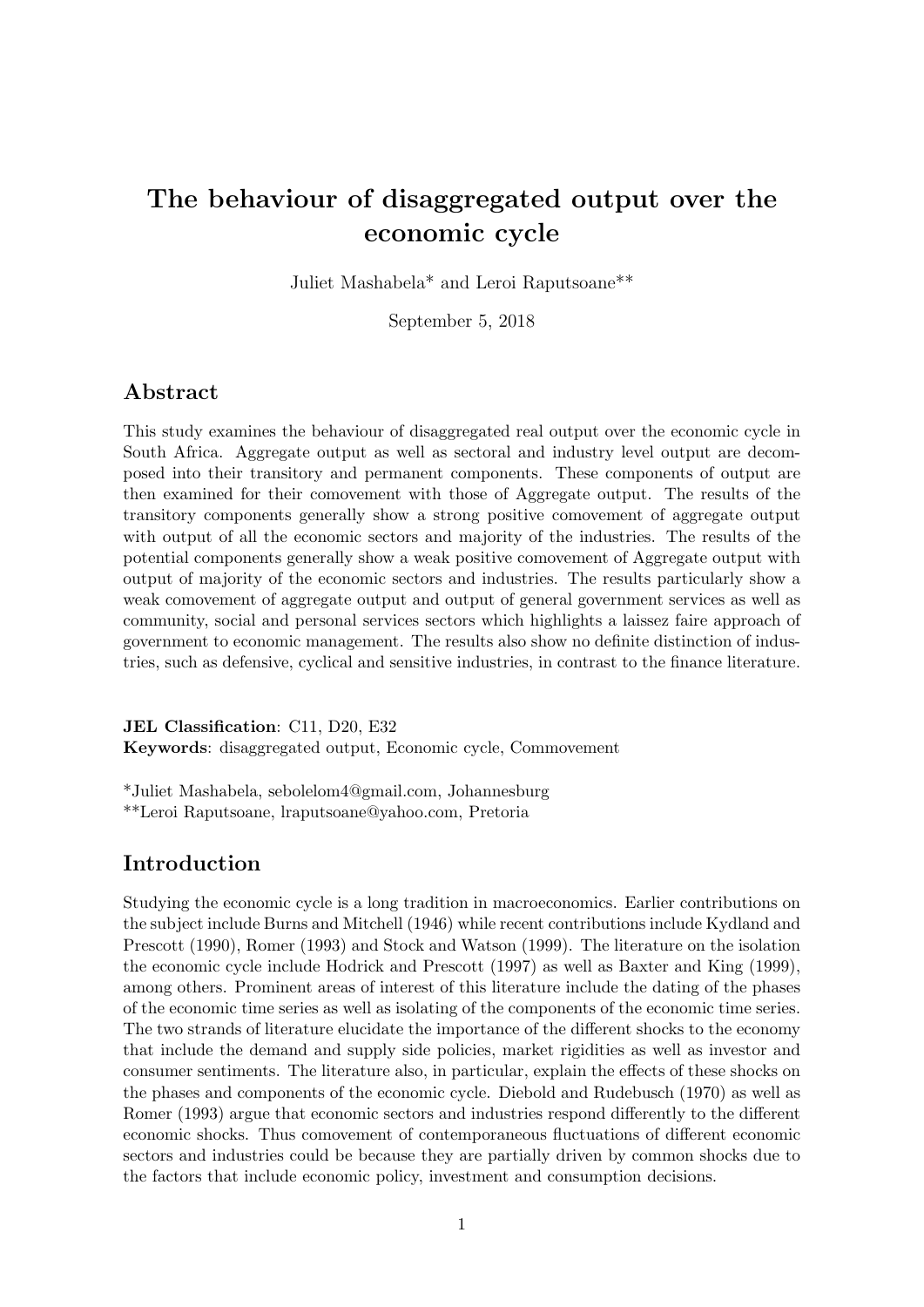# The behaviour of disaggregated output over the economic cycle

Juliet Mashabela* and Leroi Raputsoane**

September 5, 2018

## Abstract

This study examines the behaviour of disaggregated real output over the economic cycle in South Africa. Aggregate output as well as sectoral and industry level output are decomposed into their transitory and permanent components. These components of output are then examined for their comovement with those of Aggregate output. The results of the transitory components generally show a strong positive comovement of aggregate output with output of all the economic sectors and majority of the industries. The results of the potential components generally show a weak positive comovement of Aggregate output with output of majority of the economic sectors and industries. The results particularly show a weak comovement of aggregate output and output of general government services as well as community, social and personal services sectors which highlights a laissez faire approach of government to economic management. The results also show no definite distinction of industries, such as defensive, cyclical and sensitive industries, in contrast to the finance literature.

**JEL Classification**: C11, D20, E32
**Keywords**: disaggregated output, Economic cycle, Commovement

*Juliet Mashabela, sebolelom4@gmail.com, Johannesburg
**Leroi Raputsoane, lraputsoane@yahoo.com, Pretoria

## Introduction

Studying the economic cycle is a long tradition in macroeconomics. Earlier contributions on the subject include Burns and Mitchell (1946) while recent contributions include Kydland and Prescott (1990), Romer (1993) and Stock and Watson (1999). The literature on the isolation the economic cycle include Hodrick and Prescott (1997) as well as Baxter and King (1999), among others. Prominent areas of interest of this literature include the dating of the phases of the economic time series as well as isolating of the components of the economic time series. The two strands of literature elucidate the importance of the different shocks to the economy that include the demand and supply side policies, market rigidities as well as investor and consumer sentiments. The literature also, in particular, explain the effects of these shocks on the phases and components of the economic cycle. Diebold and Rudebusch (1970) as well as Romer (1993) argue that economic sectors and industries respond differently to the different economic shocks. Thus comovement of contemporaneous fluctuations of different economic sectors and industries could be because they are partially driven by common shocks due to the factors that include economic policy, investment and consumption decisions.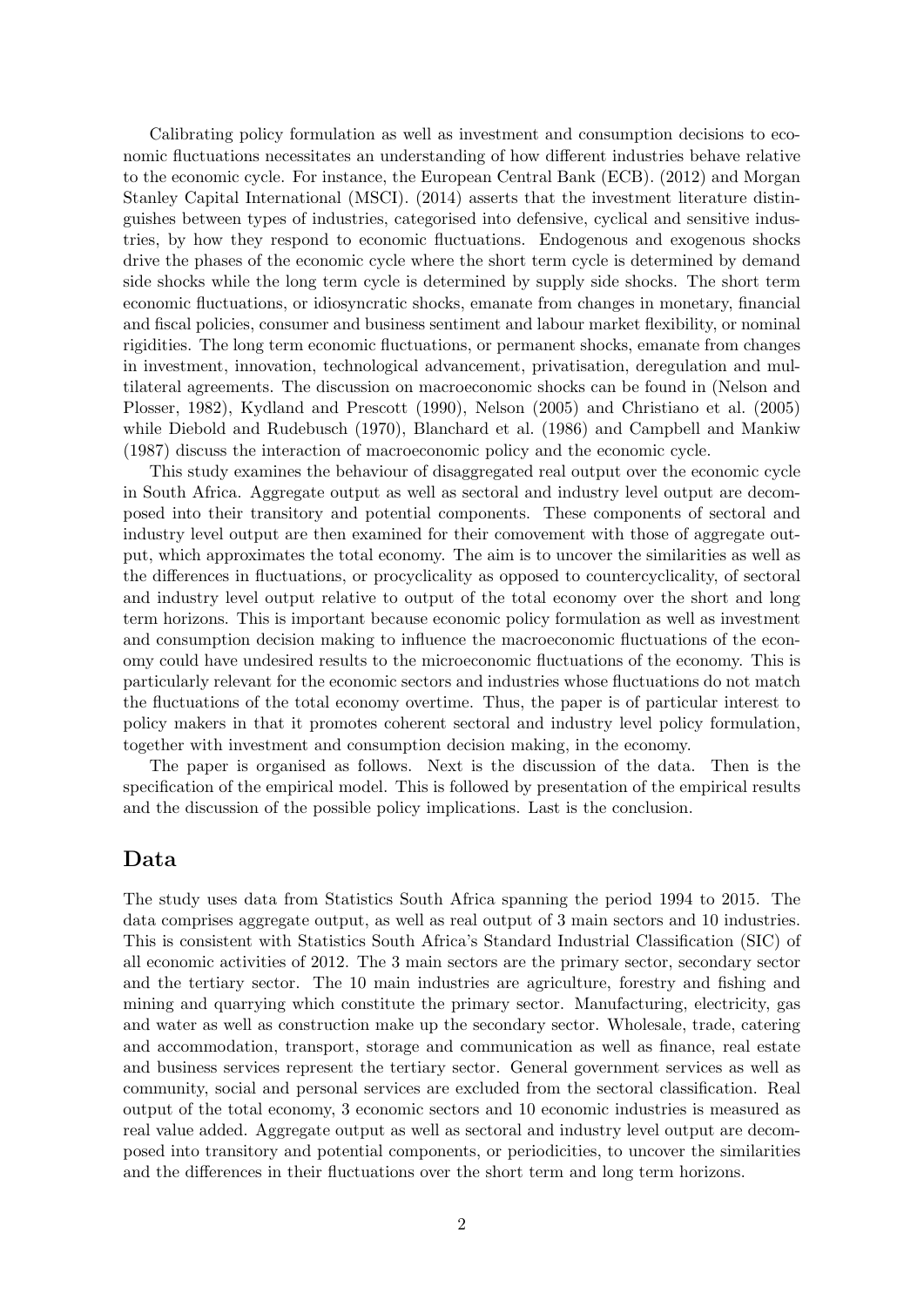Calibrating policy formulation as well as investment and consumption decisions to economic fluctuations necessitates an understanding of how different industries behave relative to the economic cycle. For instance, the European Central Bank (ECB). (2012) and Morgan Stanley Capital International (MSCI). (2014) asserts that the investment literature distinguishes between types of industries, categorised into defensive, cyclical and sensitive industries, by how they respond to economic fluctuations. Endogenous and exogenous shocks drive the phases of the economic cycle where the short term cycle is determined by demand side shocks while the long term cycle is determined by supply side shocks. The short term economic fluctuations, or idiosyncratic shocks, emanate from changes in monetary, financial and fiscal policies, consumer and business sentiment and labour market flexibility, or nominal rigidities. The long term economic fluctuations, or permanent shocks, emanate from changes in investment, innovation, technological advancement, privatisation, deregulation and multilateral agreements. The discussion on macroeconomic shocks can be found in (Nelson and Plosser, 1982), Kydland and Prescott (1990), Nelson (2005) and Christiano et al. (2005) while Diebold and Rudebusch (1970), Blanchard et al. (1986) and Campbell and Mankiw (1987) discuss the interaction of macroeconomic policy and the economic cycle.

This study examines the behaviour of disaggregated real output over the economic cycle in South Africa. Aggregate output as well as sectoral and industry level output are decomposed into their transitory and potential components. These components of sectoral and industry level output are then examined for their comovement with those of aggregate output, which approximates the total economy. The aim is to uncover the similarities as well as the differences in fluctuations, or procyclicality as opposed to countercyclicality, of sectoral and industry level output relative to output of the total economy over the short and long term horizons. This is important because economic policy formulation as well as investment and consumption decision making to influence the macroeconomic fluctuations of the economy could have undesired results to the microeconomic fluctuations of the economy. This is particularly relevant for the economic sectors and industries whose fluctuations do not match the fluctuations of the total economy overtime. Thus, the paper is of particular interest to policy makers in that it promotes coherent sectoral and industry level policy formulation, together with investment and consumption decision making, in the economy.

The paper is organised as follows. Next is the discussion of the data. Then is the specification of the empirical model. This is followed by presentation of the empirical results and the discussion of the possible policy implications. Last is the conclusion.

## Data

The study uses data from Statistics South Africa spanning the period 1994 to 2015. The data comprises aggregate output, as well as real output of 3 main sectors and 10 industries. This is consistent with Statistics South Africa's Standard Industrial Classification (SIC) of all economic activities of 2012. The 3 main sectors are the primary sector, secondary sector and the tertiary sector. The 10 main industries are agriculture, forestry and fishing and mining and quarrying which constitute the primary sector. Manufacturing, electricity, gas and water as well as construction make up the secondary sector. Wholesale, trade, catering and accommodation, transport, storage and communication as well as finance, real estate and business services represent the tertiary sector. General government services as well as community, social and personal services are excluded from the sectoral classification. Real output of the total economy, 3 economic sectors and 10 economic industries is measured as real value added. Aggregate output as well as sectoral and industry level output are decomposed into transitory and potential components, or periodicities, to uncover the similarities and the differences in their fluctuations over the short term and long term horizons.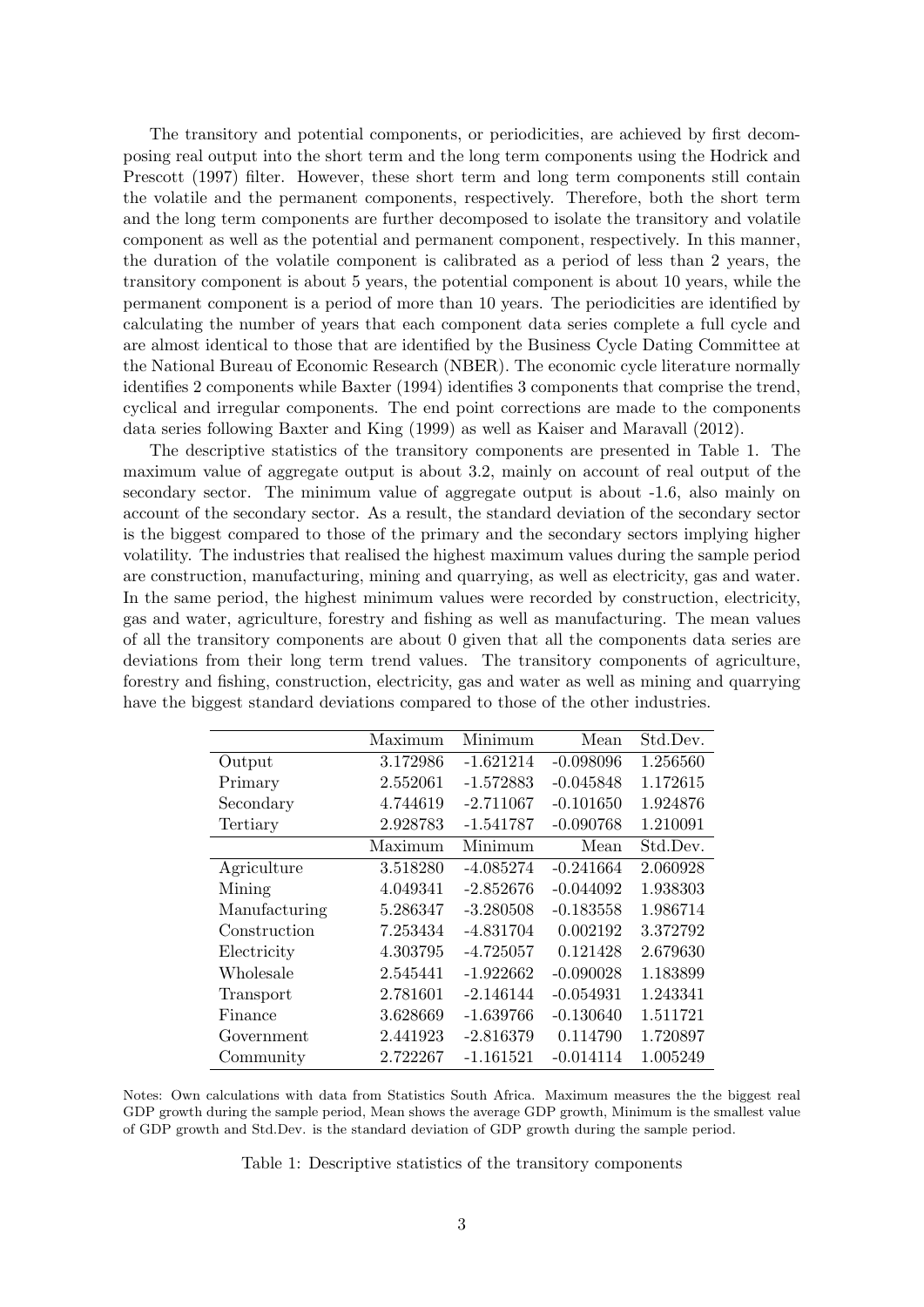The transitory and potential components, or periodicities, are achieved by first decomposing real output into the short term and the long term components using the Hodrick and Prescott (1997) filter. However, these short term and long term components still contain the volatile and the permanent components, respectively. Therefore, both the short term and the long term components are further decomposed to isolate the transitory and volatile component as well as the potential and permanent component, respectively. In this manner, the duration of the volatile component is calibrated as a period of less than 2 years, the transitory component is about 5 years, the potential component is about 10 years, while the permanent component is a period of more than 10 years. The periodicities are identified by calculating the number of years that each component data series complete a full cycle and are almost identical to those that are identified by the Business Cycle Dating Committee at the National Bureau of Economic Research (NBER). The economic cycle literature normally identifies 2 components while Baxter (1994) identifies 3 components that comprise the trend, cyclical and irregular components. The end point corrections are made to the components data series following Baxter and King (1999) as well as Kaiser and Maravall (2012).

The descriptive statistics of the transitory components are presented in Table 1. The maximum value of aggregate output is about 3.2, mainly on account of real output of the secondary sector. The minimum value of aggregate output is about -1.6, also mainly on account of the secondary sector. As a result, the standard deviation of the secondary sector is the biggest compared to those of the primary and the secondary sectors implying higher volatility. The industries that realised the highest maximum values during the sample period are construction, manufacturing, mining and quarrying, as well as electricity, gas and water. In the same period, the highest minimum values were recorded by construction, electricity, gas and water, agriculture, forestry and fishing as well as manufacturing. The mean values of all the transitory components are about 0 given that all the components data series are deviations from their long term trend values. The transitory components of agriculture, forestry and fishing, construction, electricity, gas and water as well as mining and quarrying have the biggest standard deviations compared to those of the other industries.

| | Maximum | Minimum | Mean | Std.Dev. |
|---|---|---|---|---|
| Output | 3.172986 | -1.621214 | -0.098096 | 1.256560 |
| Primary | 2.552061 | -1.572883 | -0.045848 | 1.172615 |
| Secondary | 4.744619 | -2.711067 | -0.101650 | 1.924876 |
| Tertiary | 2.928783 | -1.541787 | -0.090768 | 1.210091 |
| | Maximum | Minimum | Mean | Std.Dev. |
| Agriculture | 3.518280 | -4.085274 | -0.241664 | 2.060928 |
| Mining | 4.049341 | -2.852676 | -0.044092 | 1.938303 |
| Manufacturing | 5.286347 | -3.280508 | -0.183558 | 1.986714 |
| Construction | 7.253434 | -4.831704 | 0.002192 | 3.372792 |
| Electricity | 4.303795 | -4.725057 | 0.121428 | 2.679630 |
| Wholesale | 2.545441 | -1.922662 | -0.090028 | 1.183899 |
| Transport | 2.781601 | -2.146144 | -0.054931 | 1.243341 |
| Finance | 3.628669 | -1.639766 | -0.130640 | 1.511721 |
| Government | 2.441923 | -2.816379 | 0.114790 | 1.720897 |
| Community | 2.722267 | -1.161521 | -0.014114 | 1.005249 |

Notes: Own calculations with data from Statistics South Africa. Maximum measures the the biggest real GDP growth during the sample period, Mean shows the average GDP growth, Minimum is the smallest value of GDP growth and Std.Dev. is the standard deviation of GDP growth during the sample period.

Table 1: Descriptive statistics of the transitory components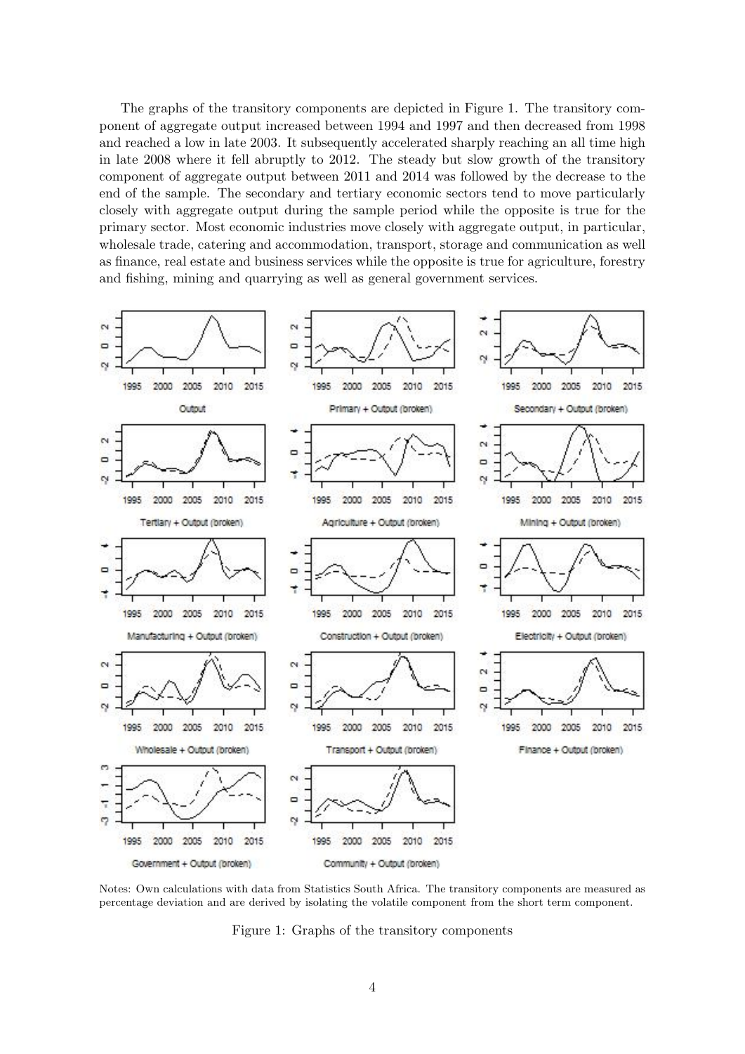The graphs of the transitory components are depicted in Figure 1. The transitory component of aggregate output increased between 1994 and 1997 and then decreased from 1998 and reached a low in late 2003. It subsequently accelerated sharply reaching an all time high in late 2008 where it fell abruptly to 2012. The steady but slow growth of the transitory component of aggregate output between 2011 and 2014 was followed by the decrease to the end of the sample. The secondary and tertiary economic sectors tend to move particularly closely with aggregate output during the sample period while the opposite is true for the primary sector. Most economic industries move closely with aggregate output, in particular, wholesale trade, catering and accommodation, transport, storage and communication as well as finance, real estate and business services while the opposite is true for agriculture, forestry and fishing, mining and quarrying as well as general government services.

Notes: Own calculations with data from Statistics South Africa. The transitory components are measured as percentage deviation and are derived by isolating the volatile component from the short term component.

Figure 1: Graphs of the transitory components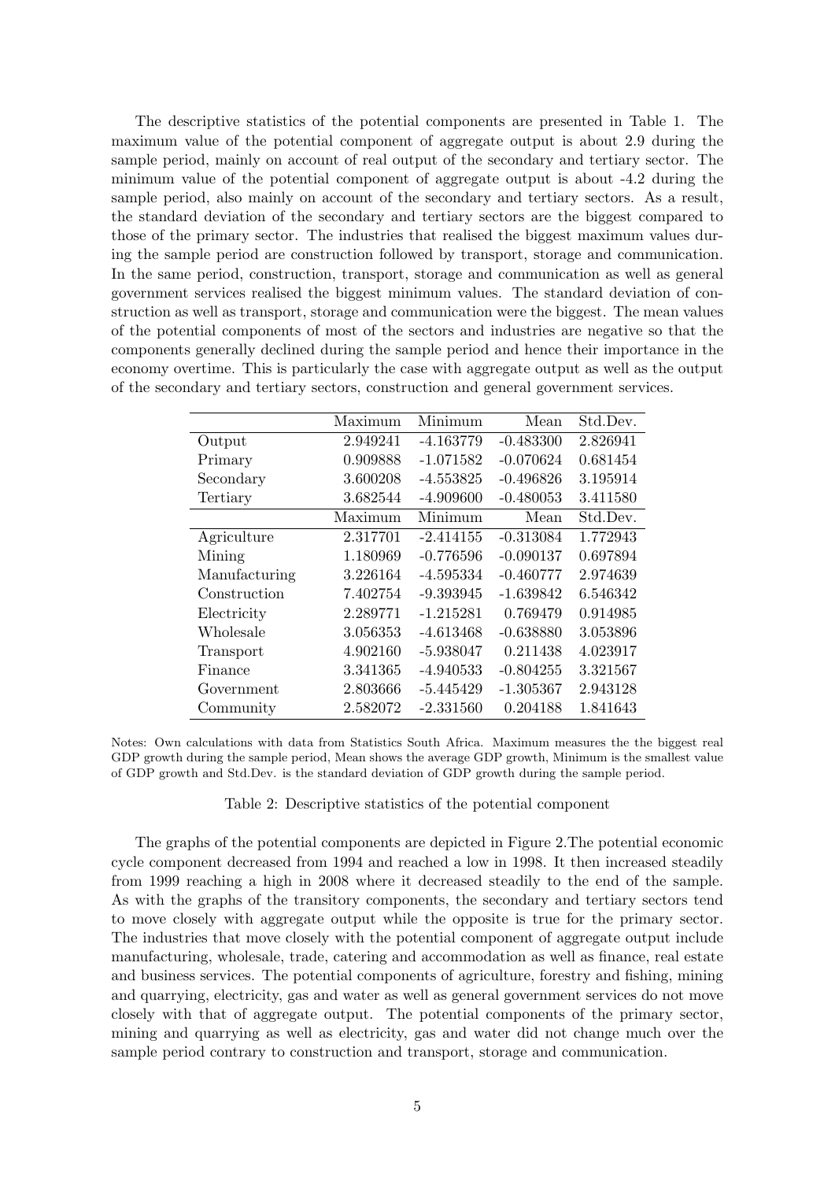The descriptive statistics of the potential components are presented in Table 1. The maximum value of the potential component of aggregate output is about 2.9 during the sample period, mainly on account of real output of the secondary and tertiary sector. The minimum value of the potential component of aggregate output is about -4.2 during the sample period, also mainly on account of the secondary and tertiary sectors. As a result, the standard deviation of the secondary and tertiary sectors are the biggest compared to those of the primary sector. The industries that realised the biggest maximum values during the sample period are construction followed by transport, storage and communication. In the same period, construction, transport, storage and communication as well as general government services realised the biggest minimum values. The standard deviation of construction as well as transport, storage and communication were the biggest. The mean values of the potential components of most of the sectors and industries are negative so that the components generally declined during the sample period and hence their importance in the economy overtime. This is particularly the case with aggregate output as well as the output of the secondary and tertiary sectors, construction and general government services.

| | Maximum | Minimum | Mean | Std.Dev. |
|---|---|---|---|---|
| Output | 2.949241 | -4.163779 | -0.483300 | 2.826941 |
| Primary | 0.909888 | -1.071582 | -0.070624 | 0.681454 |
| Secondary | 3.600208 | -4.553825 | -0.496826 | 3.195914 |
| Tertiary | 3.682544 | -4.909600 | -0.480053 | 3.411580 |
| | Maximum | Minimum | Mean | Std.Dev. |
| Agriculture | 2.317701 | -2.414155 | -0.313084 | 1.772943 |
| Mining | 1.180969 | -0.776596 | -0.090137 | 0.697894 |
| Manufacturing | 3.226164 | -4.595334 | -0.460777 | 2.974639 |
| Construction | 7.402754 | -9.393945 | -1.639842 | 6.546342 |
| Electricity | 2.289771 | -1.215281 | 0.769479 | 0.914985 |
| Wholesale | 3.056353 | -4.613468 | -0.638880 | 3.053896 |
| Transport | 4.902160 | -5.938047 | 0.211438 | 4.023917 |
| Finance | 3.341365 | -4.940533 | -0.804255 | 3.321567 |
| Government | 2.803666 | -5.445429 | -1.305367 | 2.943128 |
| Community | 2.582072 | -2.331560 | 0.204188 | 1.841643 |

Notes: Own calculations with data from Statistics South Africa. Maximum measures the the biggest real GDP growth during the sample period, Mean shows the average GDP growth, Minimum is the smallest value of GDP growth and Std.Dev. is the standard deviation of GDP growth during the sample period.

Table 2: Descriptive statistics of the potential component

The graphs of the potential components are depicted in Figure 2.The potential economic cycle component decreased from 1994 and reached a low in 1998. It then increased steadily from 1999 reaching a high in 2008 where it decreased steadily to the end of the sample. As with the graphs of the transitory components, the secondary and tertiary sectors tend to move closely with aggregate output while the opposite is true for the primary sector. The industries that move closely with the potential component of aggregate output include manufacturing, wholesale, trade, catering and accommodation as well as finance, real estate and business services. The potential components of agriculture, forestry and fishing, mining and quarrying, electricity, gas and water as well as general government services do not move closely with that of aggregate output. The potential components of the primary sector, mining and quarrying as well as electricity, gas and water did not change much over the sample period contrary to construction and transport, storage and communication.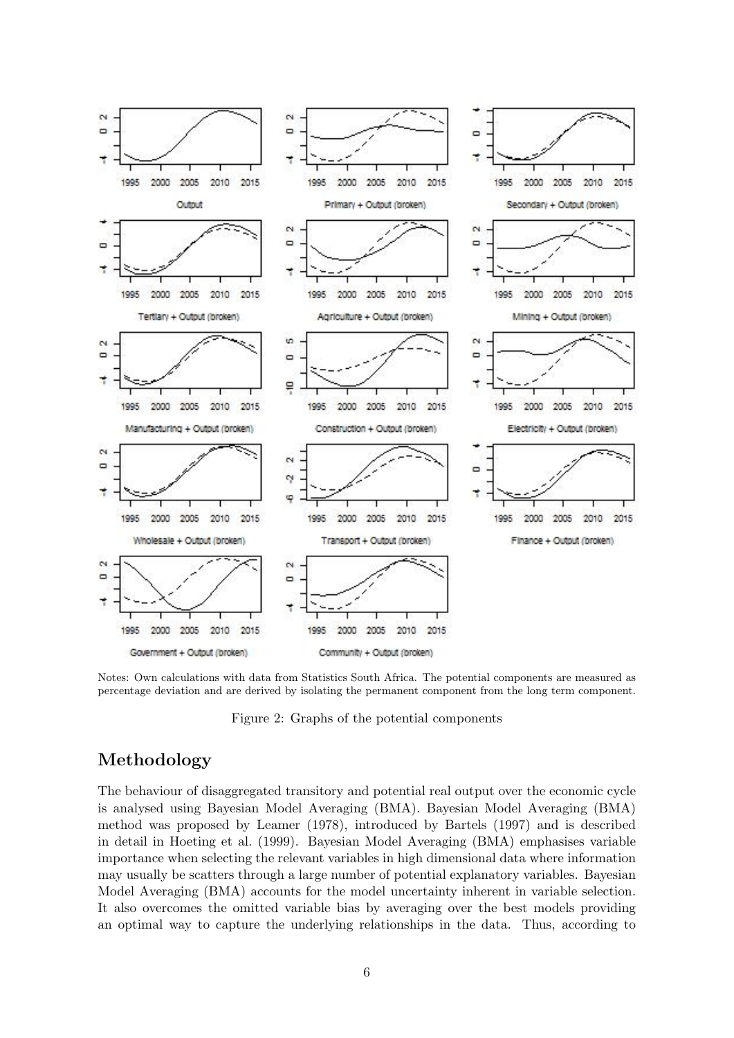Notes: Own calculations with data from Statistics South Africa. The potential components are measured as percentage deviation and are derived by isolating the permanent component from the long term component.

Figure 2: Graphs of the potential components

## Methodology

The behaviour of disaggregated transitory and potential real output over the economic cycle is analysed using Bayesian Model Averaging (BMA). Bayesian Model Averaging (BMA) method was proposed by Leamer (1978), introduced by Bartels (1997) and is described in detail in Hoeting et al. (1999). Bayesian Model Averaging (BMA) emphasises variable importance when selecting the relevant variables in high dimensional data where information may usually be scatters through a large number of potential explanatory variables. Bayesian Model Averaging (BMA) accounts for the model uncertainty inherent in variable selection. It also overcomes the omitted variable bias by averaging over the best models providing an optimal way to capture the underlying relationships in the data. Thus, according to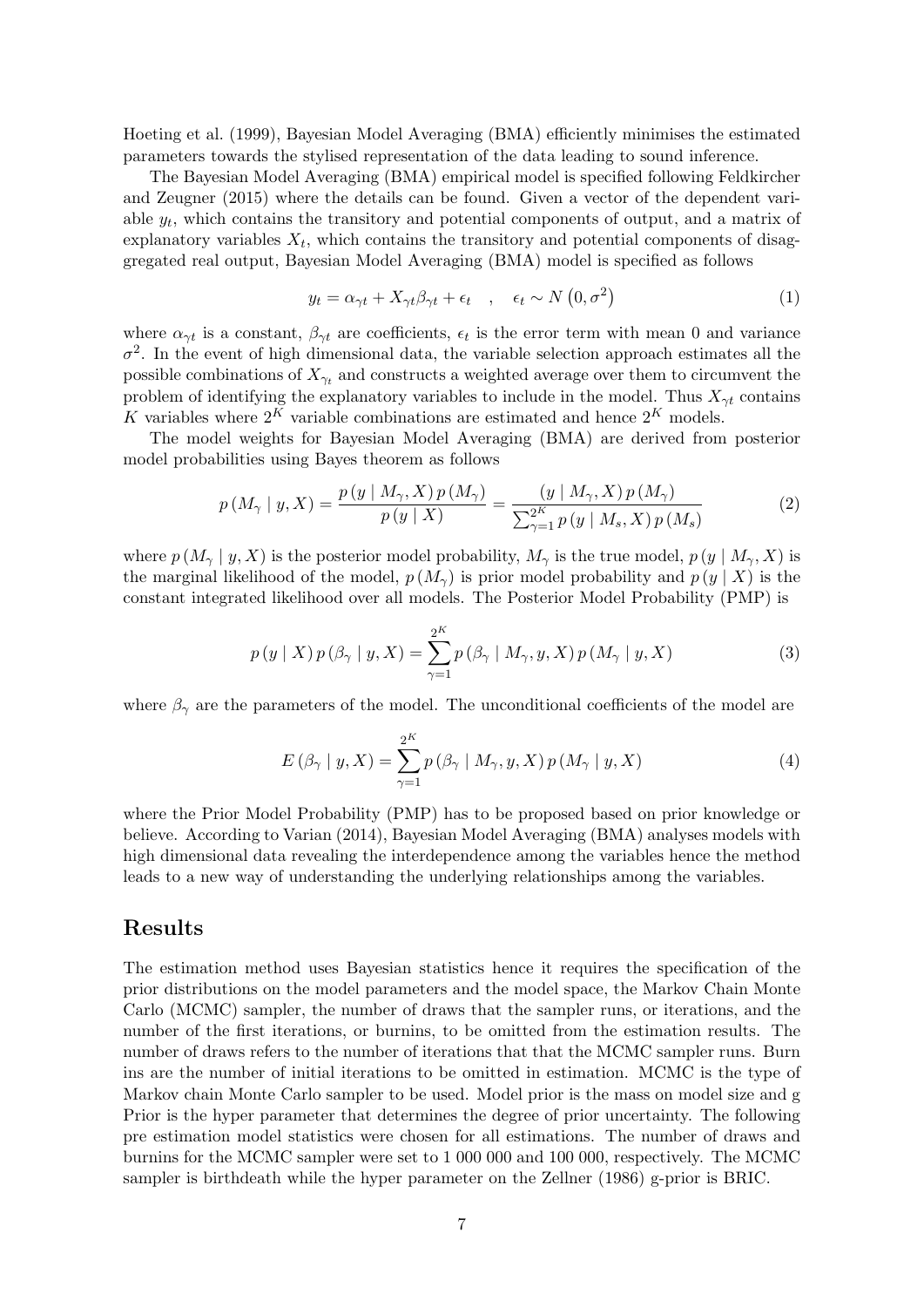Hoeting et al. (1999), Bayesian Model Averaging (BMA) efficiently minimises the estimated parameters towards the stylised representation of the data leading to sound inference.

The Bayesian Model Averaging (BMA) empirical model is specified following Feldkircher and Zeugner (2015) where the details can be found. Given a vector of the dependent variable $y_t$, which contains the transitory and potential components of output, and a matrix of explanatory variables $X_t$, which contains the transitory and potential components of disaggregated real output, Bayesian Model Averaging (BMA) model is specified as follows

$$y_t = \alpha_{\gamma t} + X_{\gamma t}\beta_{\gamma t} + \epsilon_t \quad , \quad \epsilon_t \sim N\left(0, \sigma^2\right) \tag{1}$$

where $\alpha_{\gamma t}$ is a constant, $\beta_{\gamma t}$ are coefficients, $\epsilon_t$ is the error term with mean 0 and variance $\sigma^2$. In the event of high dimensional data, the variable selection approach estimates all the possible combinations of $X_{\gamma_t}$ and constructs a weighted average over them to circumvent the problem of identifying the explanatory variables to include in the model. Thus $X_{\gamma t}$ contains $K$ variables where $2^K$ variable combinations are estimated and hence $2^K$ models.

The model weights for Bayesian Model Averaging (BMA) are derived from posterior model probabilities using Bayes theorem as follows

$$p\left(M_\gamma \mid y, X\right) = \frac{p\left(y \mid M_\gamma, X\right) p\left(M_\gamma\right)}{p\left(y \mid X\right)} = \frac{\left(y \mid M_\gamma, X\right) p\left(M_\gamma\right)}{\sum_{\gamma=1}^{2^K} p\left(y \mid M_s, X\right) p\left(M_s\right)} \tag{2}$$

where $p\left(M_\gamma \mid y, X\right)$ is the posterior model probability, $M_\gamma$ is the true model, $p\left(y \mid M_\gamma, X\right)$ is the marginal likelihood of the model, $p\left(M_\gamma\right)$ is prior model probability and $p\left(y \mid X\right)$ is the constant integrated likelihood over all models. The Posterior Model Probability (PMP) is

$$p\left(y \mid X\right) p\left(\beta_\gamma \mid y, X\right) = \sum_{\gamma=1}^{2^K} p\left(\beta_\gamma \mid M_\gamma, y, X\right) p\left(M_\gamma \mid y, X\right) \tag{3}$$

where $\beta_\gamma$ are the parameters of the model. The unconditional coefficients of the model are

$$E\left(\beta_\gamma \mid y, X\right) = \sum_{\gamma=1}^{2^K} p\left(\beta_\gamma \mid M_\gamma, y, X\right) p\left(M_\gamma \mid y, X\right) \tag{4}$$

where the Prior Model Probability (PMP) has to be proposed based on prior knowledge or believe. According to Varian (2014), Bayesian Model Averaging (BMA) analyses models with high dimensional data revealing the interdependence among the variables hence the method leads to a new way of understanding the underlying relationships among the variables.

## Results

The estimation method uses Bayesian statistics hence it requires the specification of the prior distributions on the model parameters and the model space, the Markov Chain Monte Carlo (MCMC) sampler, the number of draws that the sampler runs, or iterations, and the number of the first iterations, or burnins, to be omitted from the estimation results. The number of draws refers to the number of iterations that that the MCMC sampler runs. Burn ins are the number of initial iterations to be omitted in estimation. MCMC is the type of Markov chain Monte Carlo sampler to be used. Model prior is the mass on model size and g Prior is the hyper parameter that determines the degree of prior uncertainty. The following pre estimation model statistics were chosen for all estimations. The number of draws and burnins for the MCMC sampler were set to 1 000 000 and 100 000, respectively. The MCMC sampler is birthdeath while the hyper parameter on the Zellner (1986) g-prior is BRIC.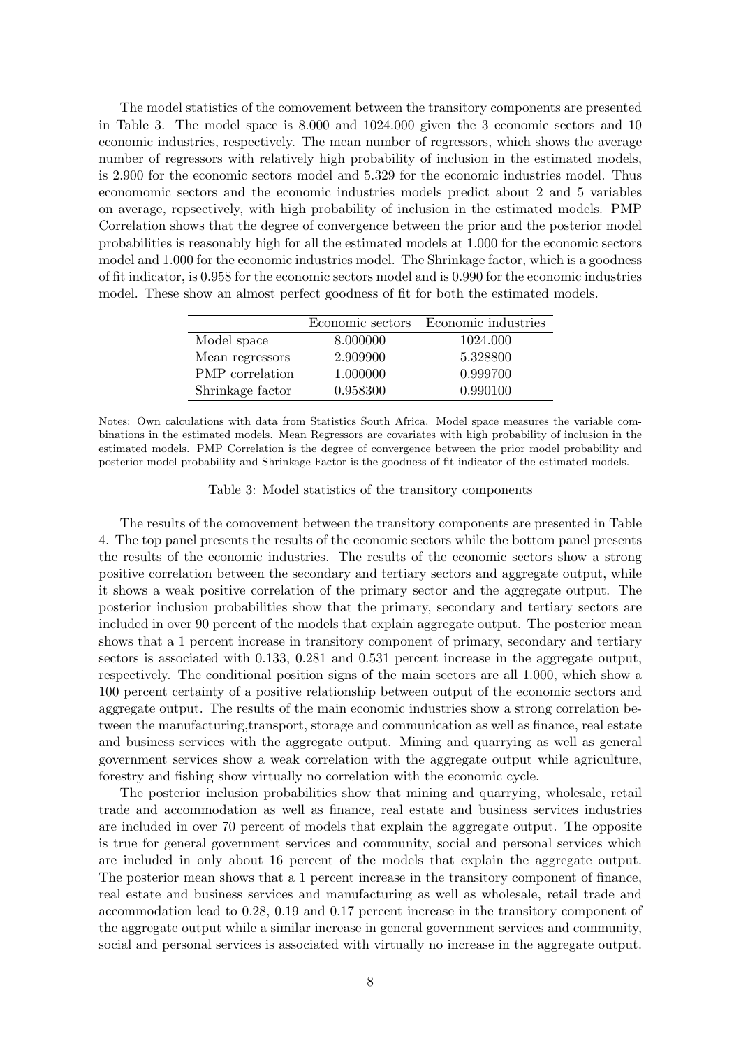The model statistics of the comovement between the transitory components are presented in Table 3. The model space is 8.000 and 1024.000 given the 3 economic sectors and 10 economic industries, respectively. The mean number of regressors, which shows the average number of regressors with relatively high probability of inclusion in the estimated models, is 2.900 for the economic sectors model and 5.329 for the economic industries model. Thus econonomic sectors and the economic industries models predict about 2 and 5 variables on average, repsectively, with high probability of inclusion in the estimated models. PMP Correlation shows that the degree of convergence between the prior and the posterior model probabilities is reasonably high for all the estimated models at 1.000 for the economic sectors model and 1.000 for the economic industries model. The Shrinkage factor, which is a goodness of fit indicator, is 0.958 for the economic sectors model and is 0.990 for the economic industries model. These show an almost perfect goodness of fit for both the estimated models.

| | Economic sectors | Economic industries |
|---|---|---|
| Model space | 8.000000 | 1024.000 |
| Mean regressors | 2.909900 | 5.328800 |
| PMP correlation | 1.000000 | 0.999700 |
| Shrinkage factor | 0.958300 | 0.990100 |

Notes: Own calculations with data from Statistics South Africa. Model space measures the variable combinations in the estimated models. Mean Regressors are covariates with high probability of inclusion in the estimated models. PMP Correlation is the degree of convergence between the prior model probability and posterior model probability and Shrinkage Factor is the goodness of fit indicator of the estimated models.

Table 3: Model statistics of the transitory components

The results of the comovement between the transitory components are presented in Table 4. The top panel presents the results of the economic sectors while the bottom panel presents the results of the economic industries. The results of the economic sectors show a strong positive correlation between the secondary and tertiary sectors and aggregate output, while it shows a weak positive correlation of the primary sector and the aggregate output. The posterior inclusion probabilities show that the primary, secondary and tertiary sectors are included in over 90 percent of the models that explain aggregate output. The posterior mean shows that a 1 percent increase in transitory component of primary, secondary and tertiary sectors is associated with 0.133, 0.281 and 0.531 percent increase in the aggregate output, respectively. The conditional position signs of the main sectors are all 1.000, which show a 100 percent certainty of a positive relationship between output of the economic sectors and aggregate output. The results of the main economic industries show a strong correlation between the manufacturing,transport, storage and communication as well as finance, real estate and business services with the aggregate output. Mining and quarrying as well as general government services show a weak correlation with the aggregate output while agriculture, forestry and fishing show virtually no correlation with the economic cycle.

The posterior inclusion probabilities show that mining and quarrying, wholesale, retail trade and accommodation as well as finance, real estate and business services industries are included in over 70 percent of models that explain the aggregate output. The opposite is true for general government services and community, social and personal services which are included in only about 16 percent of the models that explain the aggregate output. The posterior mean shows that a 1 percent increase in the transitory component of finance, real estate and business services and manufacturing as well as wholesale, retail trade and accommodation lead to 0.28, 0.19 and 0.17 percent increase in the transitory component of the aggregate output while a similar increase in general government services and community, social and personal services is associated with virtually no increase in the aggregate output.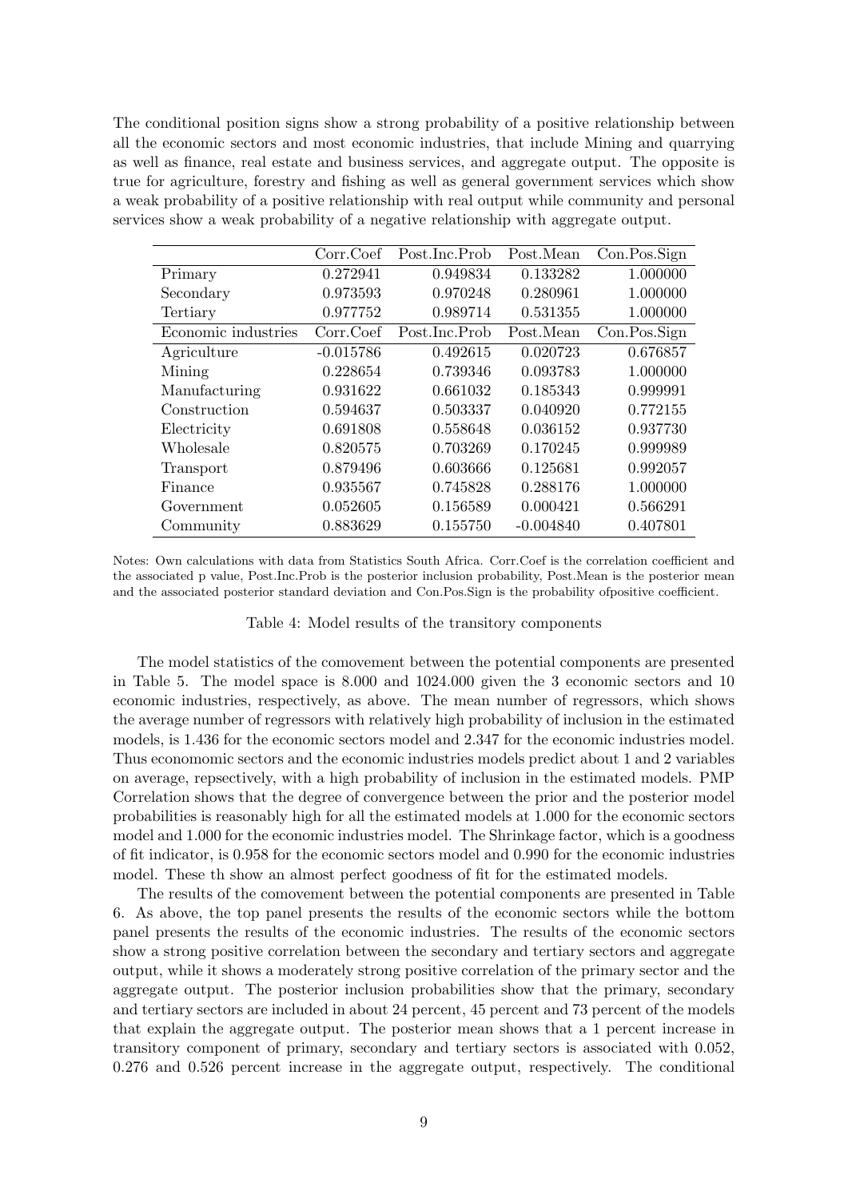The conditional position signs show a strong probability of a positive relationship between all the economic sectors and most economic industries, that include Mining and quarrying as well as finance, real estate and business services, and aggregate output. The opposite is true for agriculture, forestry and fishing as well as general government services which show a weak probability of a positive relationship with real output while community and personal services show a weak probability of a negative relationship with aggregate output.

| | Corr.Coef | Post.Inc.Prob | Post.Mean | Con.Pos.Sign |
|---|---|---|---|---|
| Primary | 0.272941 | 0.949834 | 0.133282 | 1.000000 |
| Secondary | 0.973593 | 0.970248 | 0.280961 | 1.000000 |
| Tertiary | 0.977752 | 0.989714 | 0.531355 | 1.000000 |
| Economic industries | Corr.Coef | Post.Inc.Prob | Post.Mean | Con.Pos.Sign |
| Agriculture | -0.015786 | 0.492615 | 0.020723 | 0.676857 |
| Mining | 0.228654 | 0.739346 | 0.093783 | 1.000000 |
| Manufacturing | 0.931622 | 0.661032 | 0.185343 | 0.999991 |
| Construction | 0.594637 | 0.503337 | 0.040920 | 0.772155 |
| Electricity | 0.691808 | 0.558648 | 0.036152 | 0.937730 |
| Wholesale | 0.820575 | 0.703269 | 0.170245 | 0.999989 |
| Transport | 0.879496 | 0.603666 | 0.125681 | 0.992057 |
| Finance | 0.935567 | 0.745828 | 0.288176 | 1.000000 |
| Government | 0.052605 | 0.156589 | 0.000421 | 0.566291 |
| Community | 0.883629 | 0.155750 | -0.004840 | 0.407801 |

Notes: Own calculations with data from Statistics South Africa. Corr.Coef is the correlation coefficient and the associated p value, Post.Inc.Prob is the posterior inclusion probability, Post.Mean is the posterior mean and the associated posterior standard deviation and Con.Pos.Sign is the probability ofpositive coefficient.

Table 4: Model results of the transitory components

The model statistics of the comovement between the potential components are presented in Table 5. The model space is 8.000 and 1024.000 given the 3 economic sectors and 10 economic industries, respectively, as above. The mean number of regressors, which shows the average number of regressors with relatively high probability of inclusion in the estimated models, is 1.436 for the economic sectors model and 2.347 for the economic industries model. Thus economomic sectors and the economic industries models predict about 1 and 2 variables on average, repsectively, with a high probability of inclusion in the estimated models. PMP Correlation shows that the degree of convergence between the prior and the posterior model probabilities is reasonably high for all the estimated models at 1.000 for the economic sectors model and 1.000 for the economic industries model. The Shrinkage factor, which is a goodness of fit indicator, is 0.958 for the economic sectors model and 0.990 for the economic industries model. These th show an almost perfect goodness of fit for the estimated models.

The results of the comovement between the potential components are presented in Table 6. As above, the top panel presents the results of the economic sectors while the bottom panel presents the results of the economic industries. The results of the economic sectors show a strong positive correlation between the secondary and tertiary sectors and aggregate output, while it shows a moderately strong positive correlation of the primary sector and the aggregate output. The posterior inclusion probabilities show that the primary, secondary and tertiary sectors are included in about 24 percent, 45 percent and 73 percent of the models that explain the aggregate output. The posterior mean shows that a 1 percent increase in transitory component of primary, secondary and tertiary sectors is associated with 0.052, 0.276 and 0.526 percent increase in the aggregate output, respectively. The conditional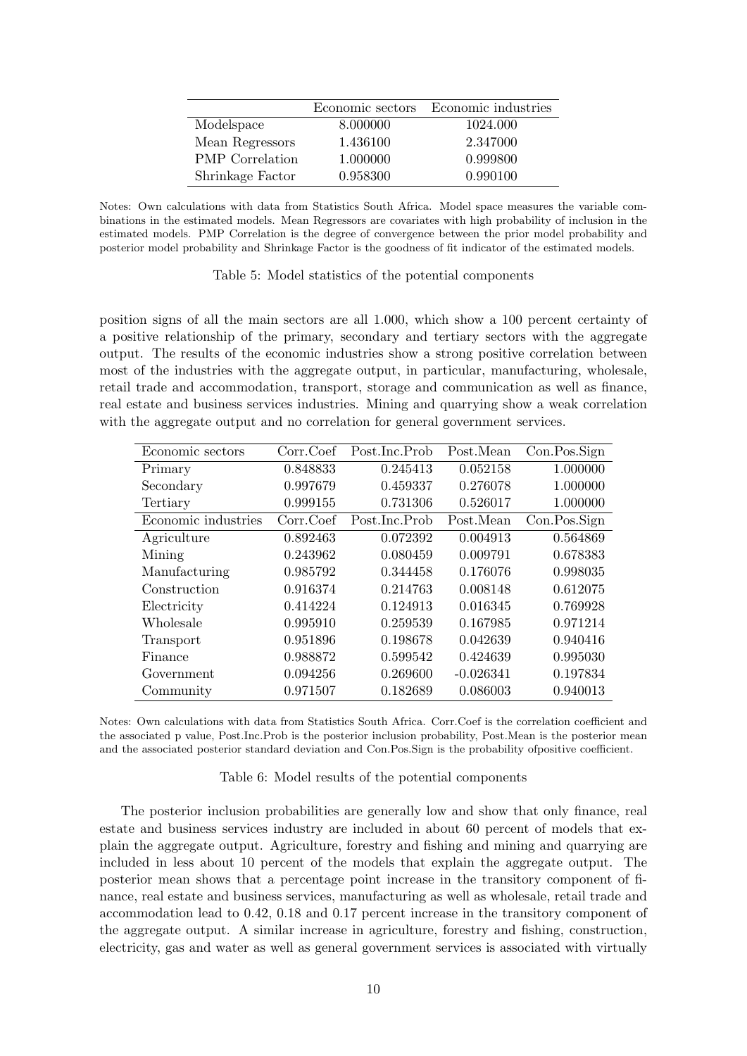|  | Economic sectors | Economic industries |
|---|---|---|
| Modelspace | 8.000000 | 1024.000 |
| Mean Regressors | 1.436100 | 2.347000 |
| PMP Correlation | 1.000000 | 0.999800 |
| Shrinkage Factor | 0.958300 | 0.990100 |

Notes: Own calculations with data from Statistics South Africa. Model space measures the variable combinations in the estimated models. Mean Regressors are covariates with high probability of inclusion in the estimated models. PMP Correlation is the degree of convergence between the prior model probability and posterior model probability and Shrinkage Factor is the goodness of fit indicator of the estimated models.

Table 5: Model statistics of the potential components

position signs of all the main sectors are all 1.000, which show a 100 percent certainty of a positive relationship of the primary, secondary and tertiary sectors with the aggregate output. The results of the economic industries show a strong positive correlation between most of the industries with the aggregate output, in particular, manufacturing, wholesale, retail trade and accommodation, transport, storage and communication as well as finance, real estate and business services industries. Mining and quarrying show a weak correlation with the aggregate output and no correlation for general government services.

| Economic sectors | Corr.Coef | Post.Inc.Prob | Post.Mean | Con.Pos.Sign |
|---|---|---|---|---|
| Primary | 0.848833 | 0.245413 | 0.052158 | 1.000000 |
| Secondary | 0.997679 | 0.459337 | 0.276078 | 1.000000 |
| Tertiary | 0.999155 | 0.731306 | 0.526017 | 1.000000 |
| **Economic industries** | **Corr.Coef** | **Post.Inc.Prob** | **Post.Mean** | **Con.Pos.Sign** |
| Agriculture | 0.892463 | 0.072392 | 0.004913 | 0.564869 |
| Mining | 0.243962 | 0.080459 | 0.009791 | 0.678383 |
| Manufacturing | 0.985792 | 0.344458 | 0.176076 | 0.998035 |
| Construction | 0.916374 | 0.214763 | 0.008148 | 0.612075 |
| Electricity | 0.414224 | 0.124913 | 0.016345 | 0.769928 |
| Wholesale | 0.995910 | 0.259539 | 0.167985 | 0.971214 |
| Transport | 0.951896 | 0.198678 | 0.042639 | 0.940416 |
| Finance | 0.988872 | 0.599542 | 0.424639 | 0.995030 |
| Government | 0.094256 | 0.269600 | -0.026341 | 0.197834 |
| Community | 0.971507 | 0.182689 | 0.086003 | 0.940013 |

Notes: Own calculations with data from Statistics South Africa. Corr.Coef is the correlation coefficient and the associated p value, Post.Inc.Prob is the posterior inclusion probability, Post.Mean is the posterior mean and the associated posterior standard deviation and Con.Pos.Sign is the probability ofpositive coefficient.

Table 6: Model results of the potential components

The posterior inclusion probabilities are generally low and show that only finance, real estate and business services industry are included in about 60 percent of models that explain the aggregate output. Agriculture, forestry and fishing and mining and quarrying are included in less about 10 percent of the models that explain the aggregate output. The posterior mean shows that a percentage point increase in the transitory component of finance, real estate and business services, manufacturing as well as wholesale, retail trade and accommodation lead to 0.42, 0.18 and 0.17 percent increase in the transitory component of the aggregate output. A similar increase in agriculture, forestry and fishing, construction, electricity, gas and water as well as general government services is associated with virtually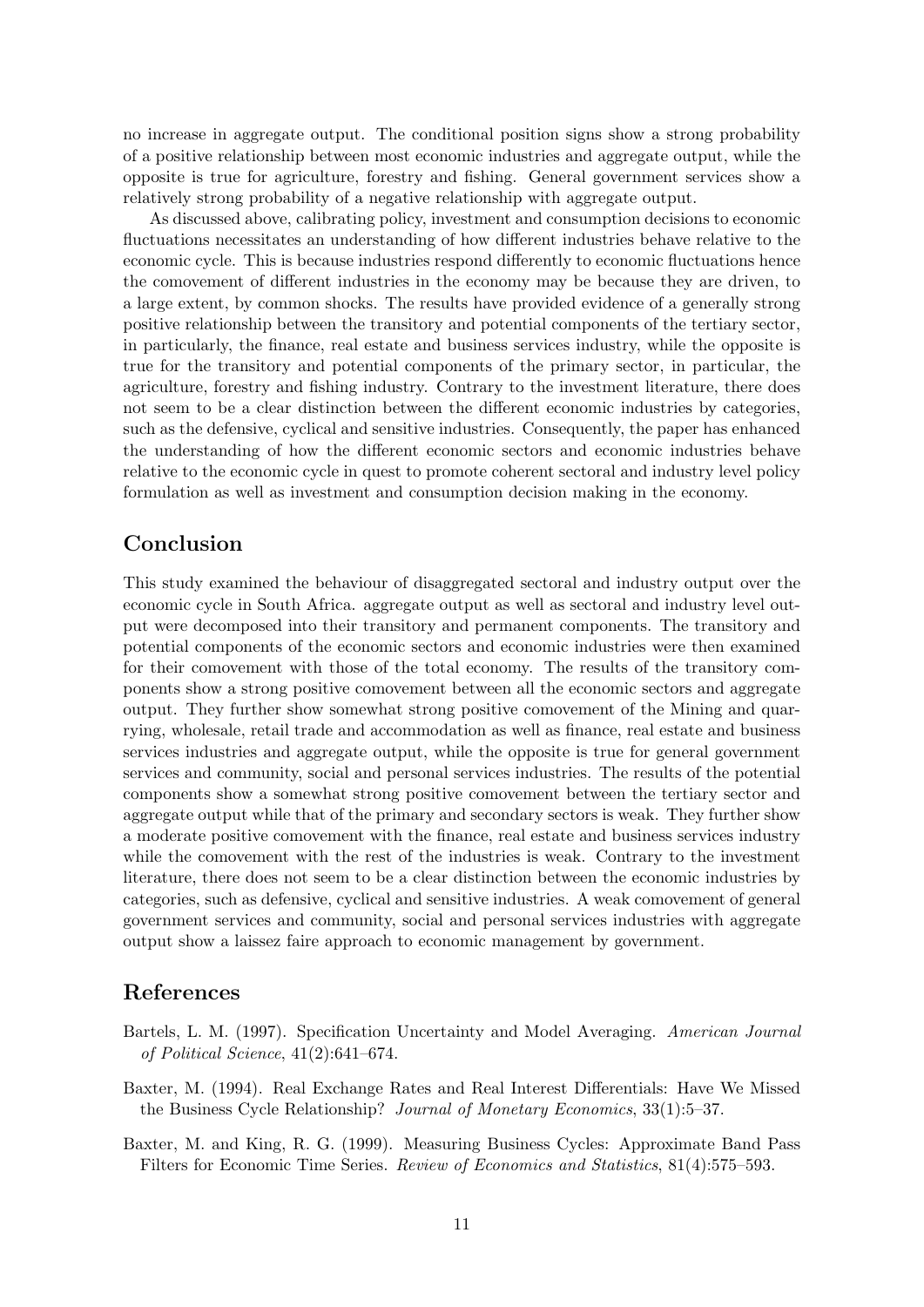no increase in aggregate output. The conditional position signs show a strong probability of a positive relationship between most economic industries and aggregate output, while the opposite is true for agriculture, forestry and fishing. General government services show a relatively strong probability of a negative relationship with aggregate output.

As discussed above, calibrating policy, investment and consumption decisions to economic fluctuations necessitates an understanding of how different industries behave relative to the economic cycle. This is because industries respond differently to economic fluctuations hence the comovement of different industries in the economy may be because they are driven, to a large extent, by common shocks. The results have provided evidence of a generally strong positive relationship between the transitory and potential components of the tertiary sector, in particularly, the finance, real estate and business services industry, while the opposite is true for the transitory and potential components of the primary sector, in particular, the agriculture, forestry and fishing industry. Contrary to the investment literature, there does not seem to be a clear distinction between the different economic industries by categories, such as the defensive, cyclical and sensitive industries. Consequently, the paper has enhanced the understanding of how the different economic sectors and economic industries behave relative to the economic cycle in quest to promote coherent sectoral and industry level policy formulation as well as investment and consumption decision making in the economy.

## Conclusion

This study examined the behaviour of disaggregated sectoral and industry output over the economic cycle in South Africa. aggregate output as well as sectoral and industry level output were decomposed into their transitory and permanent components. The transitory and potential components of the economic sectors and economic industries were then examined for their comovement with those of the total economy. The results of the transitory components show a strong positive comovement between all the economic sectors and aggregate output. They further show somewhat strong positive comovement of the Mining and quarrying, wholesale, retail trade and accommodation as well as finance, real estate and business services industries and aggregate output, while the opposite is true for general government services and community, social and personal services industries. The results of the potential components show a somewhat strong positive comovement between the tertiary sector and aggregate output while that of the primary and secondary sectors is weak. They further show a moderate positive comovement with the finance, real estate and business services industry while the comovement with the rest of the industries is weak. Contrary to the investment literature, there does not seem to be a clear distinction between the economic industries by categories, such as defensive, cyclical and sensitive industries. A weak comovement of general government services and community, social and personal services industries with aggregate output show a laissez faire approach to economic management by government.

## References

Bartels, L. M. (1997). Specification Uncertainty and Model Averaging. *American Journal of Political Science*, 41(2):641–674.

Baxter, M. (1994). Real Exchange Rates and Real Interest Differentials: Have We Missed the Business Cycle Relationship? *Journal of Monetary Economics*, 33(1):5–37.

Baxter, M. and King, R. G. (1999). Measuring Business Cycles: Approximate Band Pass Filters for Economic Time Series. *Review of Economics and Statistics*, 81(4):575–593.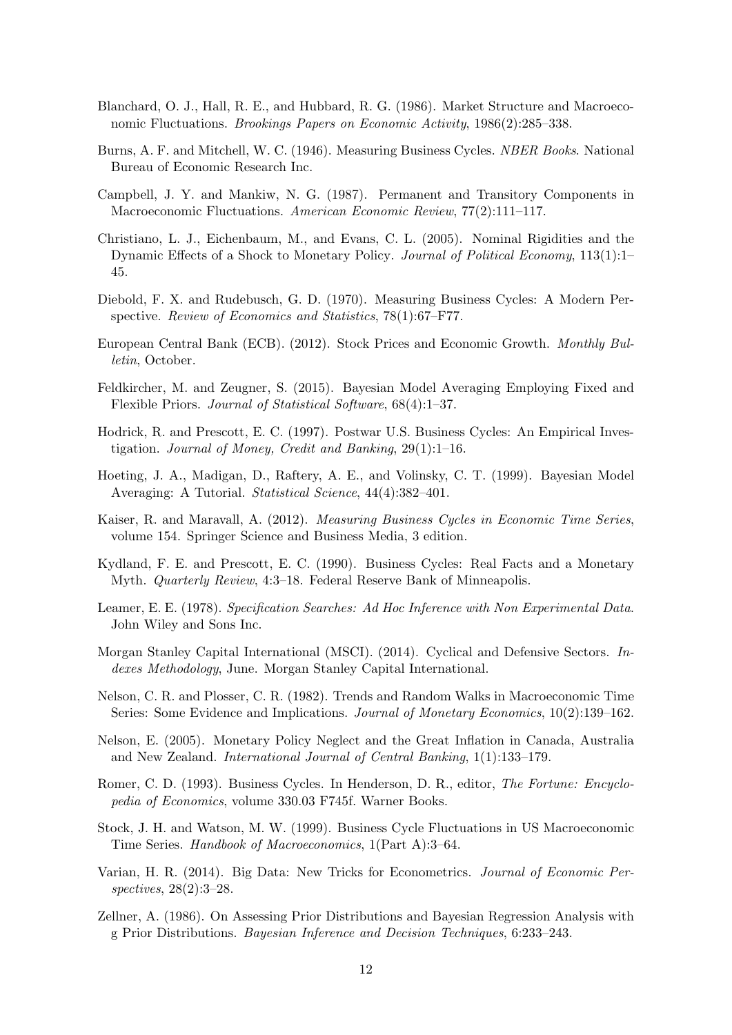Blanchard, O. J., Hall, R. E., and Hubbard, R. G. (1986). Market Structure and Macroeconomic Fluctuations. *Brookings Papers on Economic Activity*, 1986(2):285–338.

Burns, A. F. and Mitchell, W. C. (1946). Measuring Business Cycles. *NBER Books*. National Bureau of Economic Research Inc.

Campbell, J. Y. and Mankiw, N. G. (1987). Permanent and Transitory Components in Macroeconomic Fluctuations. *American Economic Review*, 77(2):111–117.

Christiano, L. J., Eichenbaum, M., and Evans, C. L. (2005). Nominal Rigidities and the Dynamic Effects of a Shock to Monetary Policy. *Journal of Political Economy*, 113(1):1–45.

Diebold, F. X. and Rudebusch, G. D. (1970). Measuring Business Cycles: A Modern Perspective. *Review of Economics and Statistics*, 78(1):67–F77.

European Central Bank (ECB). (2012). Stock Prices and Economic Growth. *Monthly Bulletin*, October.

Feldkircher, M. and Zeugner, S. (2015). Bayesian Model Averaging Employing Fixed and Flexible Priors. *Journal of Statistical Software*, 68(4):1–37.

Hodrick, R. and Prescott, E. C. (1997). Postwar U.S. Business Cycles: An Empirical Investigation. *Journal of Money, Credit and Banking*, 29(1):1–16.

Hoeting, J. A., Madigan, D., Raftery, A. E., and Volinsky, C. T. (1999). Bayesian Model Averaging: A Tutorial. *Statistical Science*, 44(4):382–401.

Kaiser, R. and Maravall, A. (2012). *Measuring Business Cycles in Economic Time Series*, volume 154. Springer Science and Business Media, 3 edition.

Kydland, F. E. and Prescott, E. C. (1990). Business Cycles: Real Facts and a Monetary Myth. *Quarterly Review*, 4:3–18. Federal Reserve Bank of Minneapolis.

Leamer, E. E. (1978). *Specification Searches: Ad Hoc Inference with Non Experimental Data*. John Wiley and Sons Inc.

Morgan Stanley Capital International (MSCI). (2014). Cyclical and Defensive Sectors. *Indexes Methodology*, June. Morgan Stanley Capital International.

Nelson, C. R. and Plosser, C. R. (1982). Trends and Random Walks in Macroeconomic Time Series: Some Evidence and Implications. *Journal of Monetary Economics*, 10(2):139–162.

Nelson, E. (2005). Monetary Policy Neglect and the Great Inflation in Canada, Australia and New Zealand. *International Journal of Central Banking*, 1(1):133–179.

Romer, C. D. (1993). Business Cycles. In Henderson, D. R., editor, *The Fortune: Encyclopedia of Economics*, volume 330.03 F745f. Warner Books.

Stock, J. H. and Watson, M. W. (1999). Business Cycle Fluctuations in US Macroeconomic Time Series. *Handbook of Macroeconomics*, 1(Part A):3–64.

Varian, H. R. (2014). Big Data: New Tricks for Econometrics. *Journal of Economic Perspectives*, 28(2):3–28.

Zellner, A. (1986). On Assessing Prior Distributions and Bayesian Regression Analysis with g Prior Distributions. *Bayesian Inference and Decision Techniques*, 6:233–243.